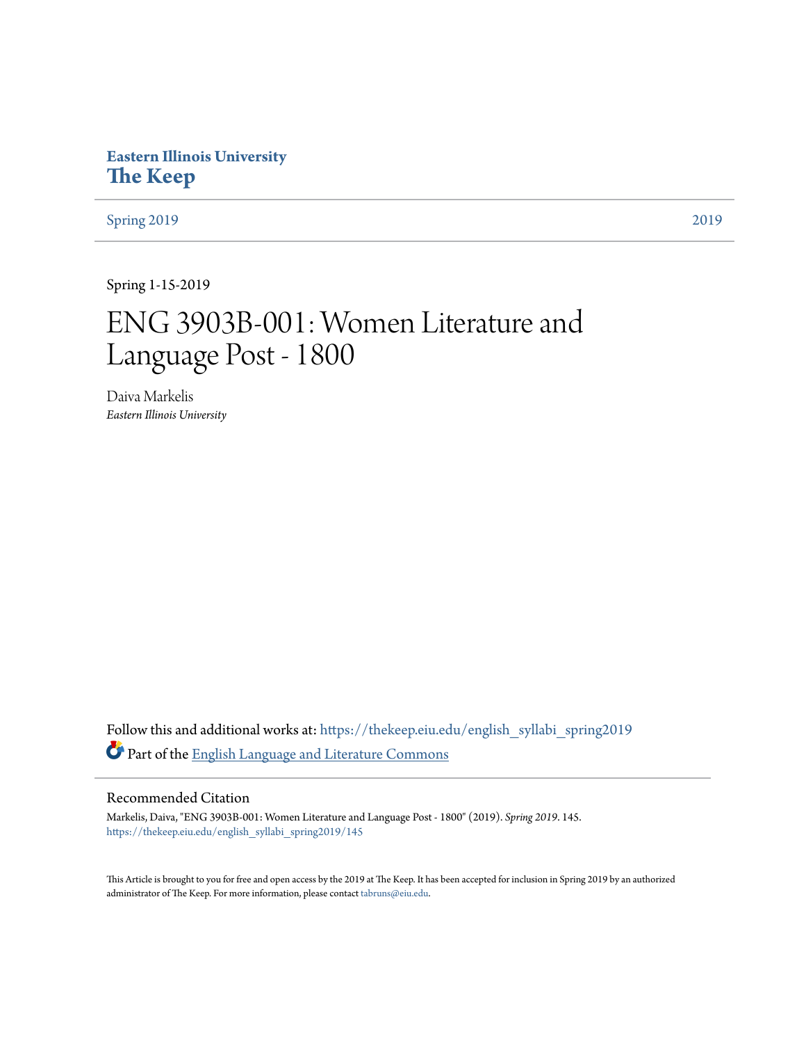**Eastern Illinois University**
**The Keep**

Spring 2019 | 2019

Spring 1-15-2019

# ENG 3903B-001: Women Literature and Language Post - 1800

Daiva Markelis
*Eastern Illinois University*

Follow this and additional works at: https://thekeep.eiu.edu/english_syllabi_spring2019

Part of the English Language and Literature Commons

## Recommended Citation

Markelis, Daiva, "ENG 3903B-001: Women Literature and Language Post - 1800" (2019). *Spring 2019*. 145.
https://thekeep.eiu.edu/english_syllabi_spring2019/145

This Article is brought to you for free and open access by the 2019 at The Keep. It has been accepted for inclusion in Spring 2019 by an authorized administrator of The Keep. For more information, please contact tabruns@eiu.edu.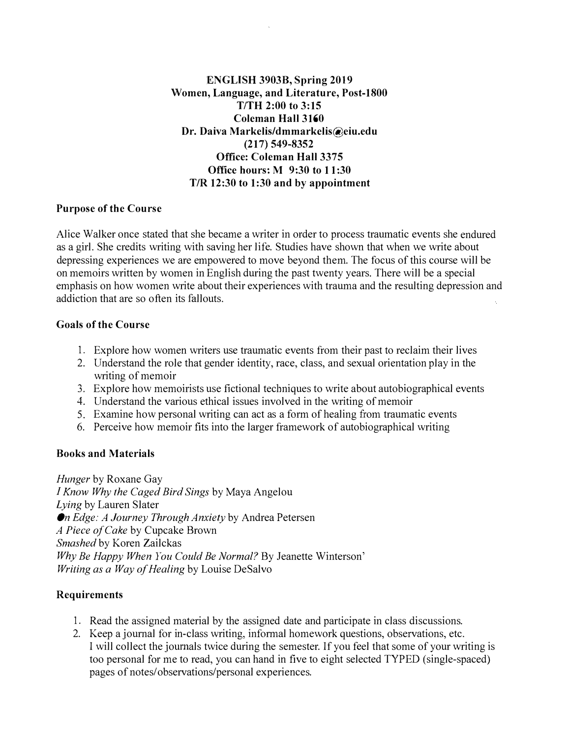**ENGLISH 3903B, Spring 2019**
**Women, Language, and Literature, Post-1800**
**T/TH 2:00 to 3:15**
**Coleman Hall 3160**
**Dr. Daiva Markelis/dmmarkelis@eiu.edu**
**(217) 549-8352**
**Office: Coleman Hall 3375**
**Office hours: M 9:30 to 11:30**
**T/R 12:30 to 1:30 and by appointment**

### Purpose of the Course

Alice Walker once stated that she became a writer in order to process traumatic events she endured as a girl. She credits writing with saving her life. Studies have shown that when we write about depressing experiences we are empowered to move beyond them. The focus of this course will be on memoirs written by women in English during the past twenty years. There will be a special emphasis on how women write about their experiences with trauma and the resulting depression and addiction that are so often its fallouts.

### Goals of the Course

1. Explore how women writers use traumatic events from their past to reclaim their lives
2. Understand the role that gender identity, race, class, and sexual orientation play in the writing of memoir
3. Explore how memoirists use fictional techniques to write about autobiographical events
4. Understand the various ethical issues involved in the writing of memoir
5. Examine how personal writing can act as a form of healing from traumatic events
6. Perceive how memoir fits into the larger framework of autobiographical writing

### Books and Materials

*Hunger* by Roxane Gay
*I Know Why the Caged Bird Sings* by Maya Angelou
*Lying* by Lauren Slater
*On Edge: A Journey Through Anxiety* by Andrea Petersen
*A Piece of Cake* by Cupcake Brown
*Smashed* by Koren Zailckas
*Why Be Happy When You Could Be Normal?* By Jeanette Winterson'
*Writing as a Way of Healing* by Louise DeSalvo

### Requirements

1. Read the assigned material by the assigned date and participate in class discussions.
2. Keep a journal for in-class writing, informal homework questions, observations, etc. I will collect the journals twice during the semester. If you feel that some of your writing is too personal for me to read, you can hand in five to eight selected TYPED (single-spaced) pages of notes/observations/personal experiences.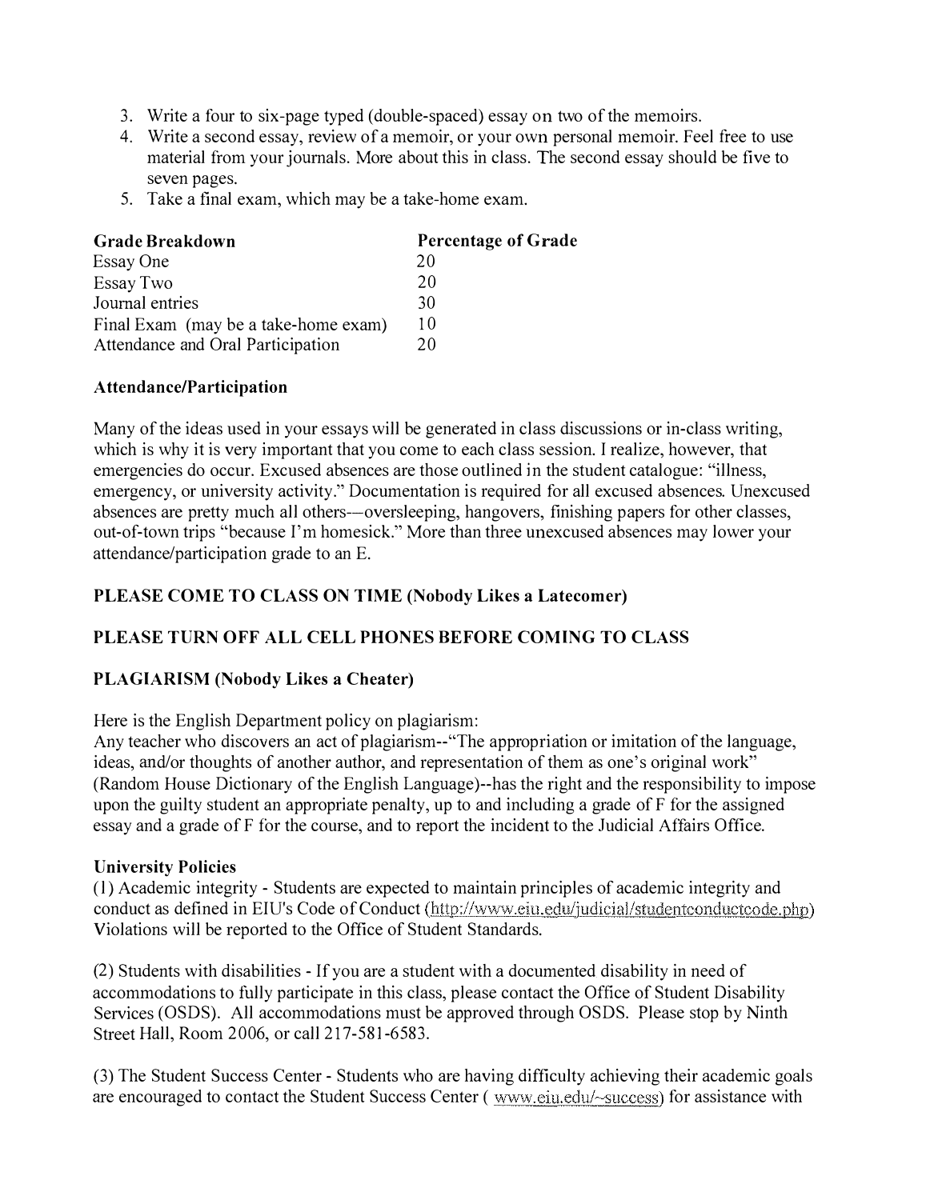3. Write a four to six-page typed (double-spaced) essay on two of the memoirs.
4. Write a second essay, review of a memoir, or your own personal memoir. Feel free to use material from your journals. More about this in class. The second essay should be five to seven pages.
5. Take a final exam, which may be a take-home exam.

| **Grade Breakdown** | **Percentage of Grade** |
|---|---|
| Essay One | 20 |
| Essay Two | 20 |
| Journal entries | 30 |
| Final Exam (may be a take-home exam) | 10 |
| Attendance and Oral Participation | 20 |

**Attendance/Participation**

Many of the ideas used in your essays will be generated in class discussions or in-class writing, which is why it is very important that you come to each class session. I realize, however, that emergencies do occur. Excused absences are those outlined in the student catalogue: "illness, emergency, or university activity." Documentation is required for all excused absences. Unexcused absences are pretty much all others—oversleeping, hangovers, finishing papers for other classes, out-of-town trips "because I'm homesick." More than three unexcused absences may lower your attendance/participation grade to an E.

**PLEASE COME TO CLASS ON TIME (Nobody Likes a Latecomer)**

**PLEASE TURN OFF ALL CELL PHONES BEFORE COMING TO CLASS**

**PLAGIARISM (Nobody Likes a Cheater)**

Here is the English Department policy on plagiarism:
Any teacher who discovers an act of plagiarism--"The appropriation or imitation of the language, ideas, and/or thoughts of another author, and representation of them as one's original work" (Random House Dictionary of the English Language)--has the right and the responsibility to impose upon the guilty student an appropriate penalty, up to and including a grade of F for the assigned essay and a grade of F for the course, and to report the incident to the Judicial Affairs Office.

**University Policies**
(1) Academic integrity - Students are expected to maintain principles of academic integrity and conduct as defined in EIU's Code of Conduct (http://www.eiu.edu/judicial/studentconductcode.php) Violations will be reported to the Office of Student Standards.

(2) Students with disabilities - If you are a student with a documented disability in need of accommodations to fully participate in this class, please contact the Office of Student Disability Services (OSDS). All accommodations must be approved through OSDS. Please stop by Ninth Street Hall, Room 2006, or call 217-581-6583.

(3) The Student Success Center - Students who are having difficulty achieving their academic goals are encouraged to contact the Student Success Center ( www.eiu.edu/~success) for assistance with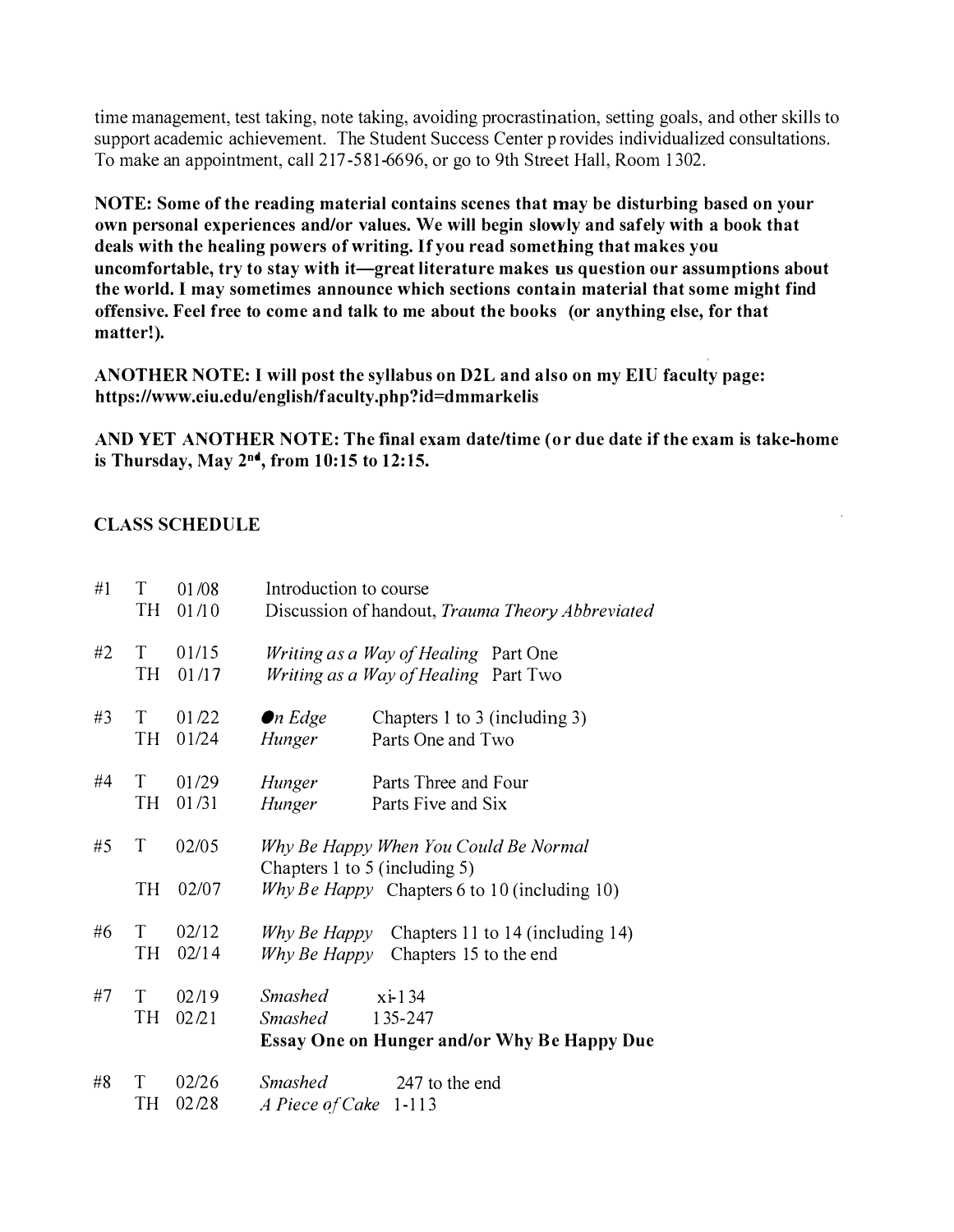time management, test taking, note taking, avoiding procrastination, setting goals, and other skills to support academic achievement. The Student Success Center provides individualized consultations. To make an appointment, call 217-581-6696, or go to 9th Street Hall, Room 1302.

**NOTE: Some of the reading material contains scenes that may be disturbing based on your own personal experiences and/or values. We will begin slowly and safely with a book that deals with the healing powers of writing. If you read something that makes you uncomfortable, try to stay with it—great literature makes us question our assumptions about the world. I may sometimes announce which sections contain material that some might find offensive. Feel free to come and talk to me about the books (or anything else, for that matter!).**

**ANOTHER NOTE: I will post the syllabus on D2L and also on my EIU faculty page: https://www.eiu.edu/english/faculty.php?id=dmmarkelis**

**AND YET ANOTHER NOTE: The final exam date/time (or due date if the exam is take-home is Thursday, May 2nd, from 10:15 to 12:15.**

## CLASS SCHEDULE

| Week | Day | Date | Reading / Assignment |
|---|---|---|---|
| #1 | T | 01/08 | Introduction to course |
| | TH | 01/10 | Discussion of handout, *Trauma Theory Abbreviated* |
| #2 | T | 01/15 | *Writing as a Way of Healing* Part One |
| | TH | 01/17 | *Writing as a Way of Healing* Part Two |
| #3 | T | 01/22 | *On Edge* Chapters 1 to 3 (including 3) |
| | TH | 01/24 | *Hunger* Parts One and Two |
| #4 | T | 01/29 | *Hunger* Parts Three and Four |
| | TH | 01/31 | *Hunger* Parts Five and Six |
| #5 | T | 02/05 | *Why Be Happy When You Could Be Normal* Chapters 1 to 5 (including 5) |
| | TH | 02/07 | *Why Be Happy* Chapters 6 to 10 (including 10) |
| #6 | T | 02/12 | *Why Be Happy* Chapters 11 to 14 (including 14) |
| | TH | 02/14 | *Why Be Happy* Chapters 15 to the end |
| #7 | T | 02/19 | *Smashed* xi-134 |
| | TH | 02/21 | *Smashed* 135-247<br>**Essay One on Hunger and/or Why Be Happy Due** |
| #8 | T | 02/26 | *Smashed* 247 to the end |
| | TH | 02/28 | *A Piece of Cake* 1-113 |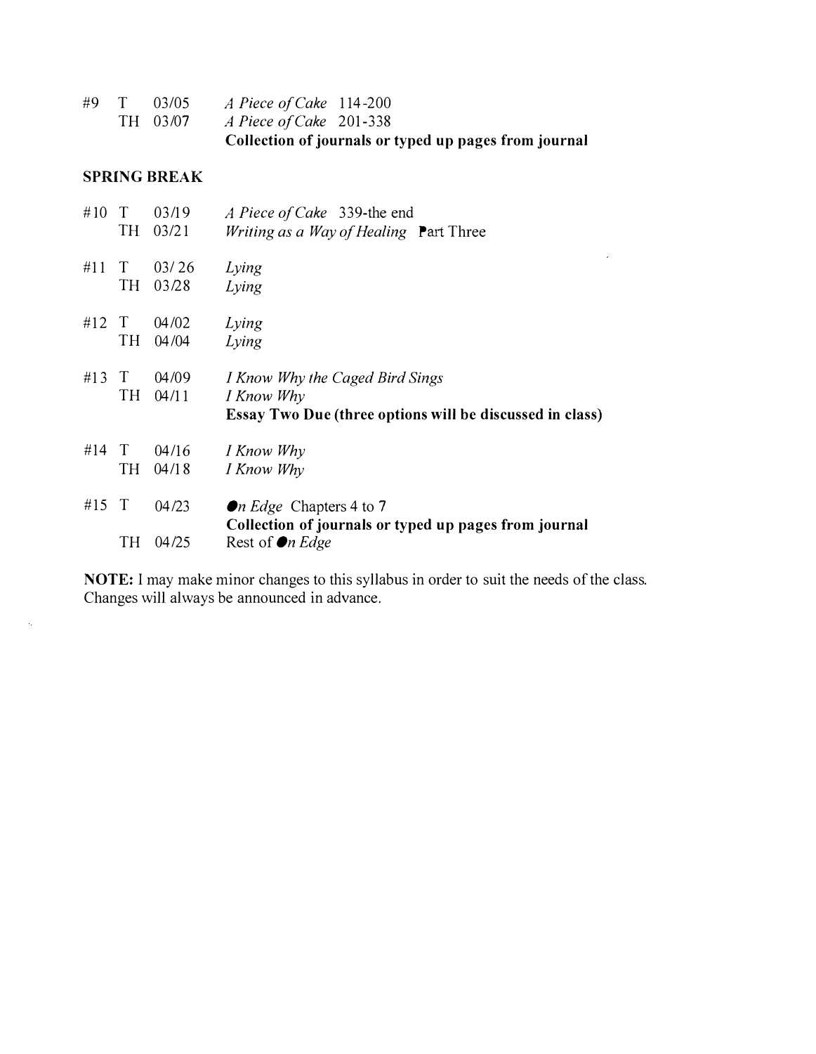| | | | |
|---|---|---|---|
| #9 | T | 03/05 | *A Piece of Cake* 114-200 |
| | TH | 03/07 | *A Piece of Cake* 201-338 |
| | | | **Collection of journals or typed up pages from journal** |

**SPRING BREAK**

| | | | |
|---|---|---|---|
| #10 | T | 03/19 | *A Piece of Cake* 339-the end |
| | TH | 03/21 | *Writing as a Way of Healing* Part Three |
| #11 | T | 03/26 | *Lying* |
| | TH | 03/28 | *Lying* |
| #12 | T | 04/02 | *Lying* |
| | TH | 04/04 | *Lying* |
| #13 | T | 04/09 | *I Know Why the Caged Bird Sings* |
| | TH | 04/11 | *I Know Why* |
| | | | **Essay Two Due (three options will be discussed in class)** |
| #14 | T | 04/16 | *I Know Why* |
| | TH | 04/18 | *I Know Why* |
| #15 | T | 04/23 | *On Edge* Chapters 4 to 7 |
| | | | **Collection of journals or typed up pages from journal** |
| | TH | 04/25 | Rest of *On Edge* |

**NOTE:** I may make minor changes to this syllabus in order to suit the needs of the class. Changes will always be announced in advance.